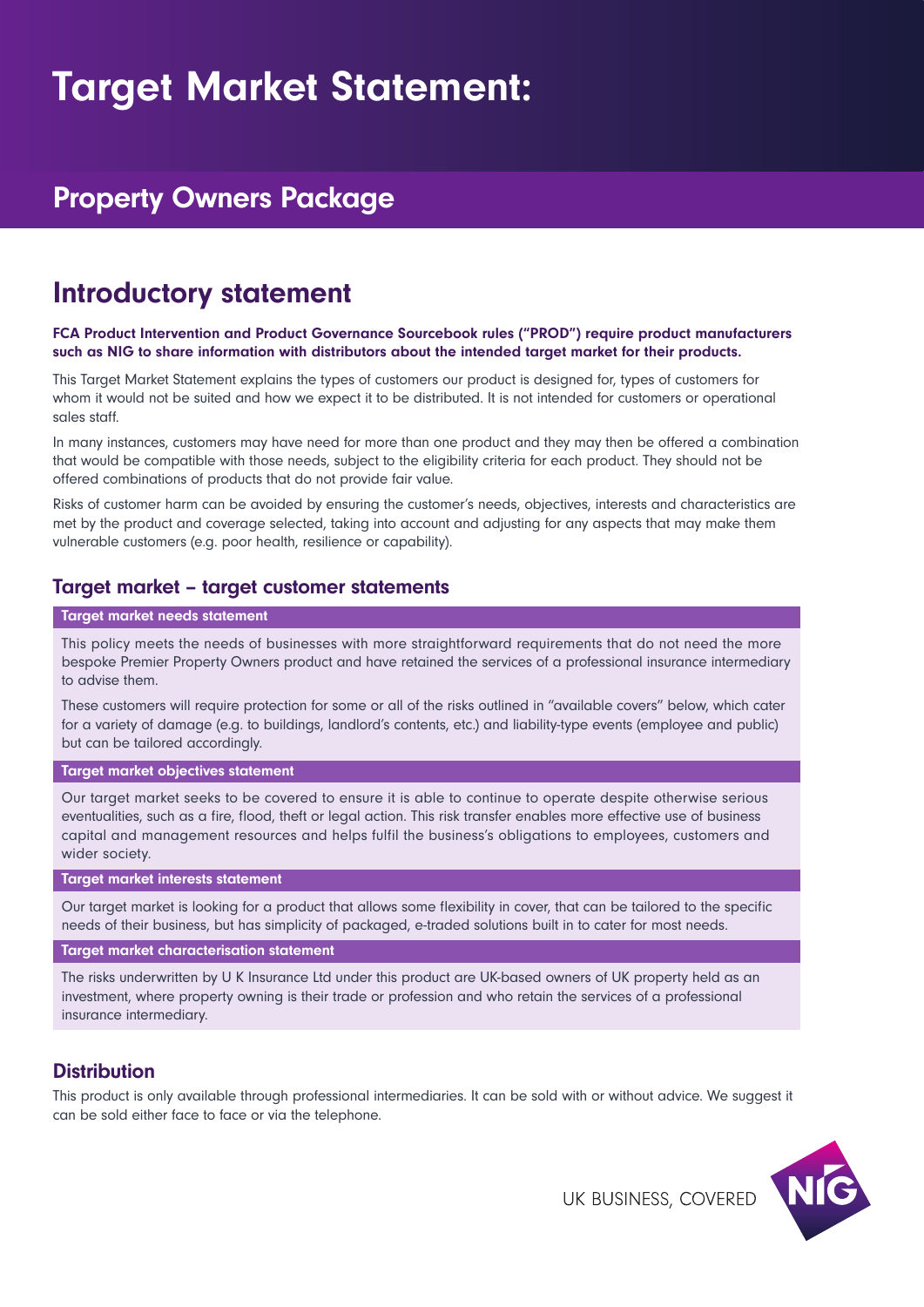# Target Market Statement:

## Property Owners Package

## Introductory statement

**FCA Product Intervention and Product Governance Sourcebook rules ("PROD") require product manufacturers such as NIG to share information with distributors about the intended target market for their products.**

This Target Market Statement explains the types of customers our product is designed for, types of customers for whom it would not be suited and how we expect it to be distributed. It is not intended for customers or operational sales staff.

In many instances, customers may have need for more than one product and they may then be offered a combination that would be compatible with those needs, subject to the eligibility criteria for each product. They should not be offered combinations of products that do not provide fair value.

Risks of customer harm can be avoided by ensuring the customer's needs, objectives, interests and characteristics are met by the product and coverage selected, taking into account and adjusting for any aspects that may make them vulnerable customers (e.g. poor health, resilience or capability).

### Target market – target customer statements

#### Target market needs statement

This policy meets the needs of businesses with more straightforward requirements that do not need the more bespoke Premier Property Owners product and have retained the services of a professional insurance intermediary to advise them.

These customers will require protection for some or all of the risks outlined in "available covers" below, which cater for a variety of damage (e.g. to buildings, landlord's contents, etc.) and liability-type events (employee and public) but can be tailored accordingly.

#### Target market objectives statement

Our target market seeks to be covered to ensure it is able to continue to operate despite otherwise serious eventualities, such as a fire, flood, theft or legal action. This risk transfer enables more effective use of business capital and management resources and helps fulfil the business's obligations to employees, customers and wider society.

#### Target market interests statement

Our target market is looking for a product that allows some flexibility in cover, that can be tailored to the specific needs of their business, but has simplicity of packaged, e-traded solutions built in to cater for most needs.

#### Target market characterisation statement

The risks underwritten by U K Insurance Ltd under this product are UK-based owners of UK property held as an investment, where property owning is their trade or profession and who retain the services of a professional insurance intermediary.

### Distribution

This product is only available through professional intermediaries. It can be sold with or without advice. We suggest it can be sold either face to face or via the telephone.

UK BUSINESS, COVERED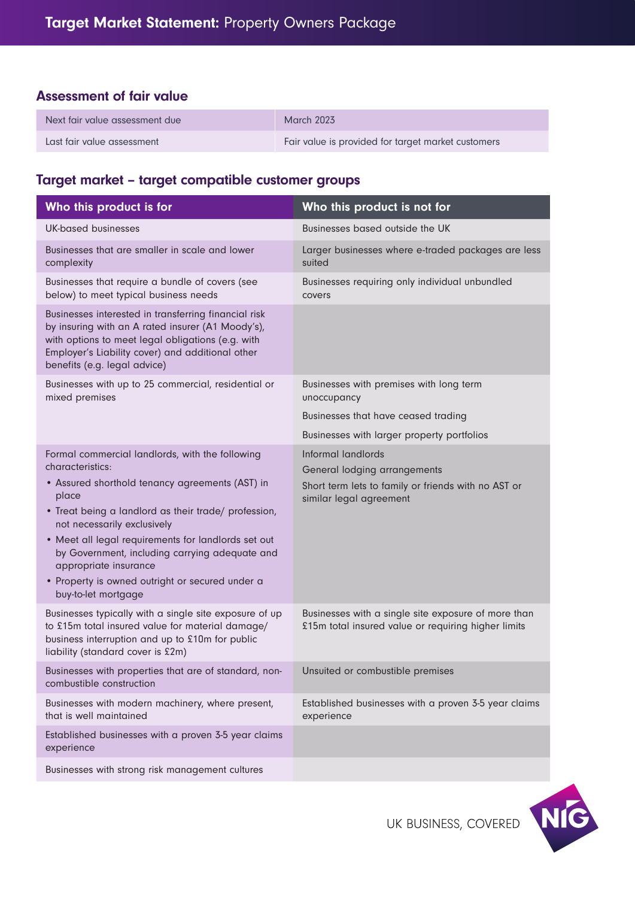## Assessment of fair value

| | |
|---|---|
| Next fair value assessment due | March 2023 |
| Last fair value assessment | Fair value is provided for target market customers |

## Target market – target compatible customer groups

| Who this product is for | Who this product is not for |
|---|---|
| UK-based businesses | Businesses based outside the UK |
| Businesses that are smaller in scale and lower complexity | Larger businesses where e-traded packages are less suited |
| Businesses that require a bundle of covers (see below) to meet typical business needs | Businesses requiring only individual unbundled covers |
| Businesses interested in transferring financial risk by insuring with an A rated insurer (A1 Moody's), with options to meet legal obligations (e.g. with Employer's Liability cover) and additional other benefits (e.g. legal advice) | |
| Businesses with up to 25 commercial, residential or mixed premises | Businesses with premises with long term unoccupancy<br>Businesses that have ceased trading<br>Businesses with larger property portfolios |
| Formal commercial landlords, with the following characteristics:<br>• Assured shorthold tenancy agreements (AST) in place<br>• Treat being a landlord as their trade/ profession, not necessarily exclusively<br>• Meet all legal requirements for landlords set out by Government, including carrying adequate and appropriate insurance<br>• Property is owned outright or secured under a buy-to-let mortgage | Informal landlords<br>General lodging arrangements<br>Short term lets to family or friends with no AST or similar legal agreement |
| Businesses typically with a single site exposure of up to £15m total insured value for material damage/ business interruption and up to £10m for public liability (standard cover is £2m) | Businesses with a single site exposure of more than £15m total insured value or requiring higher limits |
| Businesses with properties that are of standard, non-combustible construction | Unsuited or combustible premises |
| Businesses with modern machinery, where present, that is well maintained | Established businesses with a proven 3-5 year claims experience |
| Established businesses with a proven 3-5 year claims experience | |
| Businesses with strong risk management cultures | |

UK BUSINESS, COVERED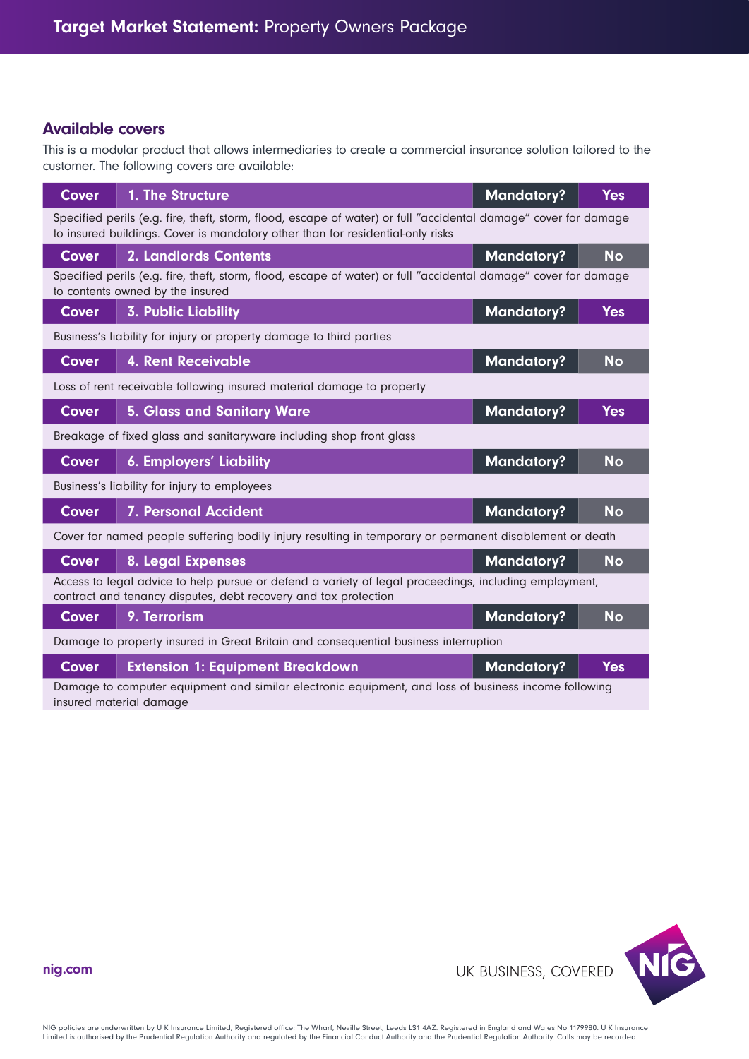## Available covers

This is a modular product that allows intermediaries to create a commercial insurance solution tailored to the customer. The following covers are available:

| Cover | | Mandatory? | |
|---|---|---|---|
| Cover | 1. The Structure | Mandatory? | Yes |
| Specified perils (e.g. fire, theft, storm, flood, escape of water) or full "accidental damage" cover for damage to insured buildings. Cover is mandatory other than for residential-only risks | | | |
| Cover | 2. Landlords Contents | Mandatory? | No |
| Specified perils (e.g. fire, theft, storm, flood, escape of water) or full "accidental damage" cover for damage to contents owned by the insured | | | |
| Cover | 3. Public Liability | Mandatory? | Yes |
| Business's liability for injury or property damage to third parties | | | |
| Cover | 4. Rent Receivable | Mandatory? | No |
| Loss of rent receivable following insured material damage to property | | | |
| Cover | 5. Glass and Sanitary Ware | Mandatory? | Yes |
| Breakage of fixed glass and sanitaryware including shop front glass | | | |
| Cover | 6. Employers' Liability | Mandatory? | No |
| Business's liability for injury to employees | | | |
| Cover | 7. Personal Accident | Mandatory? | No |
| Cover for named people suffering bodily injury resulting in temporary or permanent disablement or death | | | |
| Cover | 8. Legal Expenses | Mandatory? | No |
| Access to legal advice to help pursue or defend a variety of legal proceedings, including employment, contract and tenancy disputes, debt recovery and tax protection | | | |
| Cover | 9. Terrorism | Mandatory? | No |
| Damage to property insured in Great Britain and consequential business interruption | | | |
| Cover | Extension 1: Equipment Breakdown | Mandatory? | Yes |
| Damage to computer equipment and similar electronic equipment, and loss of business income following insured material damage | | | |

nig.com

UK BUSINESS, COVERED

NIG policies are underwritten by U K Insurance Limited, Registered office: The Wharf, Neville Street, Leeds LS1 4AZ. Registered in England and Wales No 1179980. U K Insurance Limited is authorised by the Prudential Regulation Authority and regulated by the Financial Conduct Authority and the Prudential Regulation Authority. Calls may be recorded.